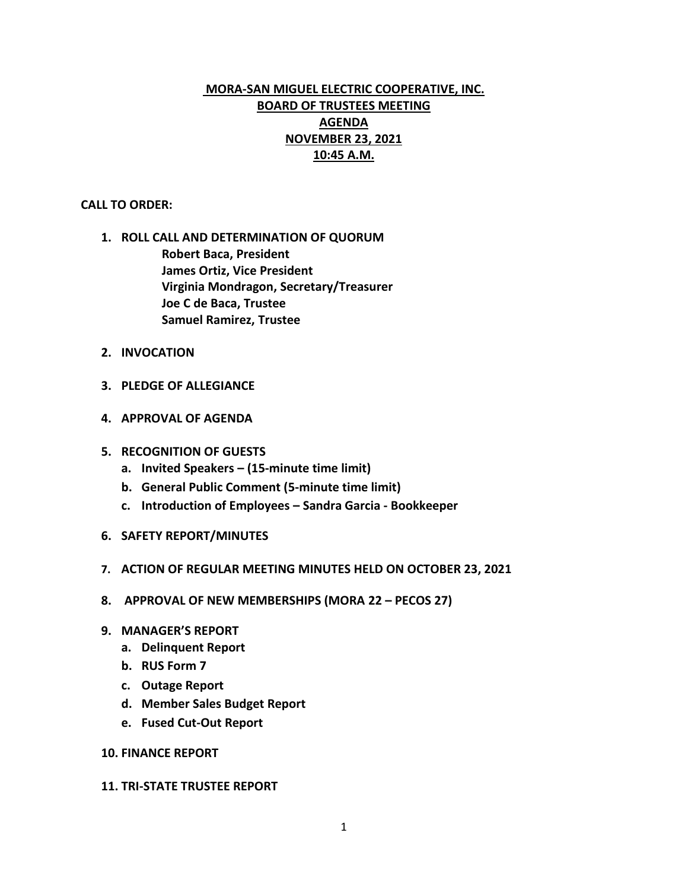# MORA-SAN MIGUEL ELECTRIC COOPERATIVE, INC.
## BOARD OF TRUSTEES MEETING
## AGENDA
## NOVEMBER 23, 2021
## 10:45 A.M.

**CALL TO ORDER:**

1. **ROLL CALL AND DETERMINATION OF QUORUM**
   - **Robert Baca, President**
   - **James Ortiz, Vice President**
   - **Virginia Mondragon, Secretary/Treasurer**
   - **Joe C de Baca, Trustee**
   - **Samuel Ramirez, Trustee**

2. **INVOCATION**

3. **PLEDGE OF ALLEGIANCE**

4. **APPROVAL OF AGENDA**

5. **RECOGNITION OF GUESTS**
   a. **Invited Speakers – (15-minute time limit)**
   b. **General Public Comment (5-minute time limit)**
   c. **Introduction of Employees – Sandra Garcia - Bookkeeper**

6. **SAFETY REPORT/MINUTES**

7. **ACTION OF REGULAR MEETING MINUTES HELD ON OCTOBER 23, 2021**

8. **APPROVAL OF NEW MEMBERSHIPS (MORA 22 – PECOS 27)**

9. **MANAGER'S REPORT**
   a. **Delinquent Report**
   b. **RUS Form 7**
   c. **Outage Report**
   d. **Member Sales Budget Report**
   e. **Fused Cut-Out Report**

10. **FINANCE REPORT**

11. **TRI-STATE TRUSTEE REPORT**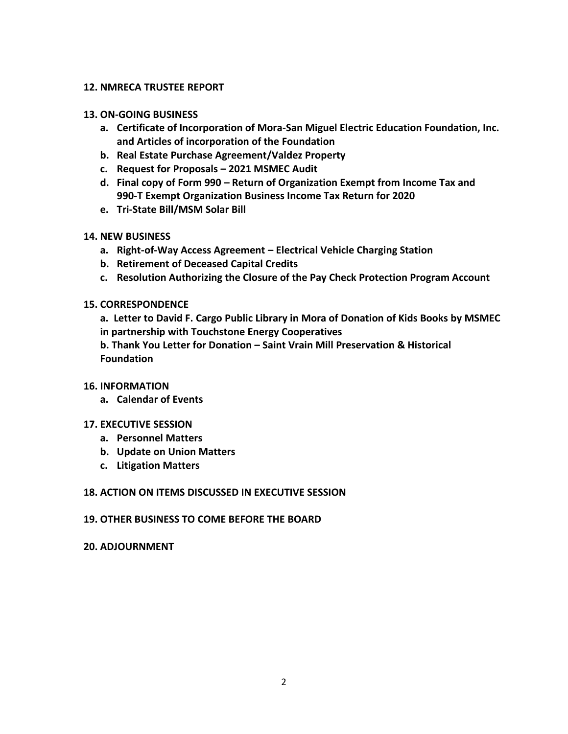**12. NMRECA TRUSTEE REPORT**

**13. ON-GOING BUSINESS**

- **a. Certificate of Incorporation of Mora-San Miguel Electric Education Foundation, Inc. and Articles of incorporation of the Foundation**
- **b. Real Estate Purchase Agreement/Valdez Property**
- **c. Request for Proposals – 2021 MSMEC Audit**
- **d. Final copy of Form 990 – Return of Organization Exempt from Income Tax and 990-T Exempt Organization Business Income Tax Return for 2020**
- **e. Tri-State Bill/MSM Solar Bill**

**14. NEW BUSINESS**

- **a. Right-of-Way Access Agreement – Electrical Vehicle Charging Station**
- **b. Retirement of Deceased Capital Credits**
- **c. Resolution Authorizing the Closure of the Pay Check Protection Program Account**

**15. CORRESPONDENCE**

**a. Letter to David F. Cargo Public Library in Mora of Donation of Kids Books by MSMEC in partnership with Touchstone Energy Cooperatives**

**b. Thank You Letter for Donation – Saint Vrain Mill Preservation & Historical Foundation**

**16. INFORMATION**

- **a. Calendar of Events**

**17. EXECUTIVE SESSION**

- **a. Personnel Matters**
- **b. Update on Union Matters**
- **c. Litigation Matters**

**18. ACTION ON ITEMS DISCUSSED IN EXECUTIVE SESSION**

**19. OTHER BUSINESS TO COME BEFORE THE BOARD**

**20. ADJOURNMENT**